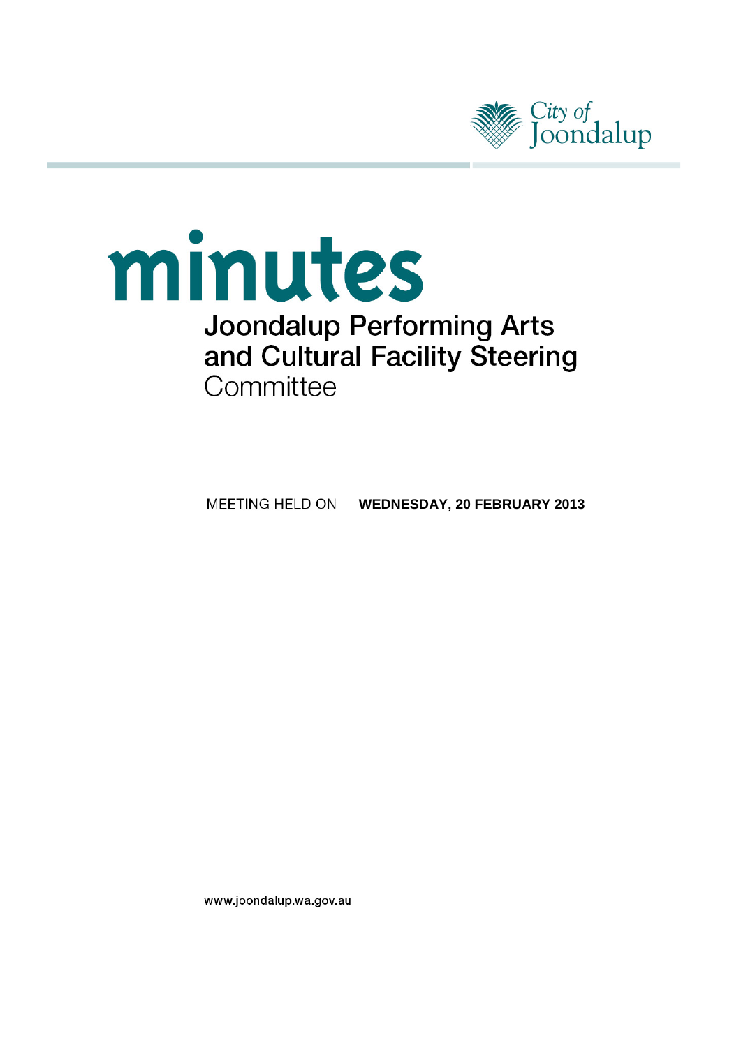City of Joondalup

# minutes

## Joondalup Performing Arts and Cultural Facility Steering Committee

MEETING HELD ON **WEDNESDAY, 20 FEBRUARY 2013**

www.joondalup.wa.gov.au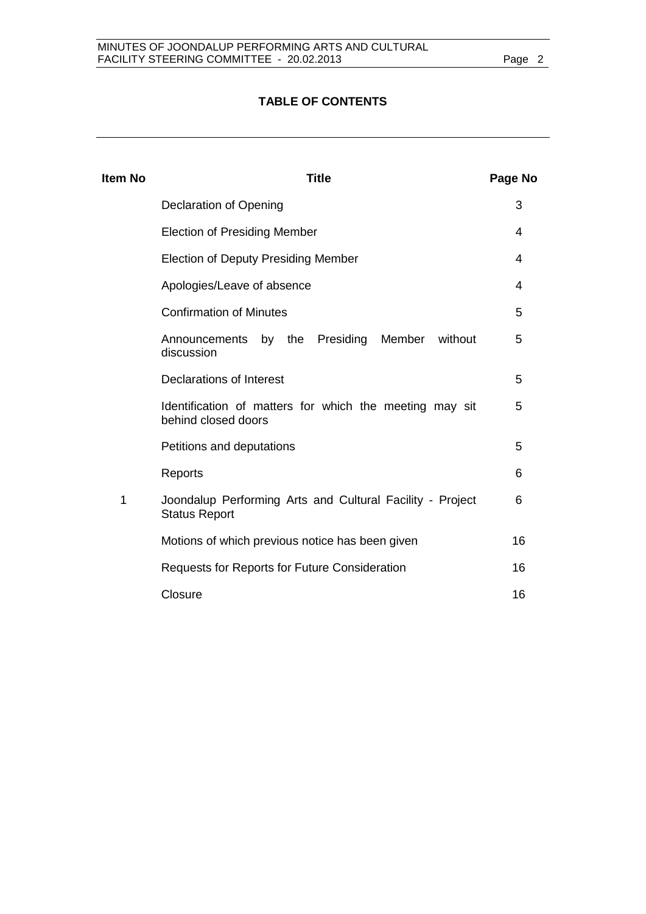# TABLE OF CONTENTS

| Item No | Title | Page No |
|---|---|---|
| | Declaration of Opening | 3 |
| | Election of Presiding Member | 4 |
| | Election of Deputy Presiding Member | 4 |
| | Apologies/Leave of absence | 4 |
| | Confirmation of Minutes | 5 |
| | Announcements by the Presiding Member without discussion | 5 |
| | Declarations of Interest | 5 |
| | Identification of matters for which the meeting may sit behind closed doors | 5 |
| | Petitions and deputations | 5 |
| | Reports | 6 |
| 1 | Joondalup Performing Arts and Cultural Facility - Project Status Report | 6 |
| | Motions of which previous notice has been given | 16 |
| | Requests for Reports for Future Consideration | 16 |
| | Closure | 16 |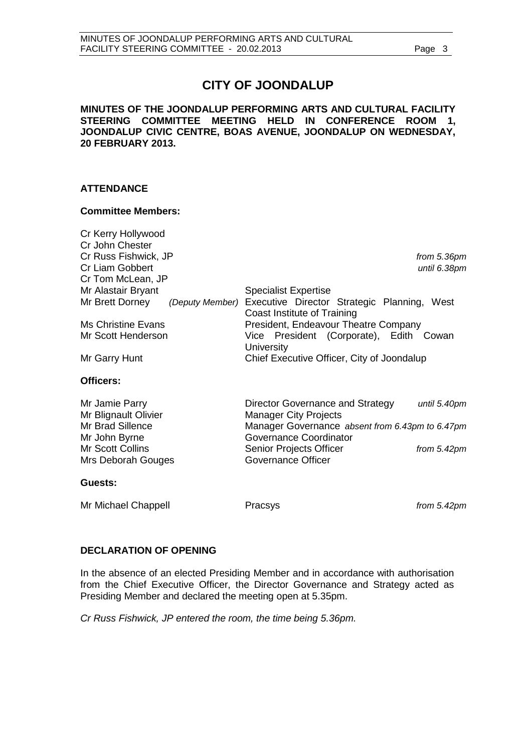# CITY OF JOONDALUP

**MINUTES OF THE JOONDALUP PERFORMING ARTS AND CULTURAL FACILITY STEERING COMMITTEE MEETING HELD IN CONFERENCE ROOM 1, JOONDALUP CIVIC CENTRE, BOAS AVENUE, JOONDALUP ON WEDNESDAY, 20 FEBRUARY 2013.**

## ATTENDANCE

### Committee Members:

| | | |
|---|---|---|
| Cr Kerry Hollywood | | |
| Cr John Chester | | |
| Cr Russ Fishwick, JP | | *from 5.36pm* |
| Cr Liam Gobbert | | *until 6.38pm* |
| Cr Tom McLean, JP | | |
| Mr Alastair Bryant | Specialist Expertise | |
| Mr Brett Dorney *(Deputy Member)* | Executive Director Strategic Planning, West Coast Institute of Training | |
| Ms Christine Evans | President, Endeavour Theatre Company | |
| Mr Scott Henderson | Vice President (Corporate), Edith Cowan University | |
| Mr Garry Hunt | Chief Executive Officer, City of Joondalup | |

### Officers:

| | | |
|---|---|---|
| Mr Jamie Parry | Director Governance and Strategy | *until 5.40pm* |
| Mr Blignault Olivier | Manager City Projects | |
| Mr Brad Sillence | Manager Governance | *absent from 6.43pm to 6.47pm* |
| Mr John Byrne | Governance Coordinator | |
| Mr Scott Collins | Senior Projects Officer | *from 5.42pm* |
| Mrs Deborah Gouges | Governance Officer | |

### Guests:

| | | |
|---|---|---|
| Mr Michael Chappell | Pracsys | *from 5.42pm* |

## DECLARATION OF OPENING

In the absence of an elected Presiding Member and in accordance with authorisation from the Chief Executive Officer, the Director Governance and Strategy acted as Presiding Member and declared the meeting open at 5.35pm.

*Cr Russ Fishwick, JP entered the room, the time being 5.36pm.*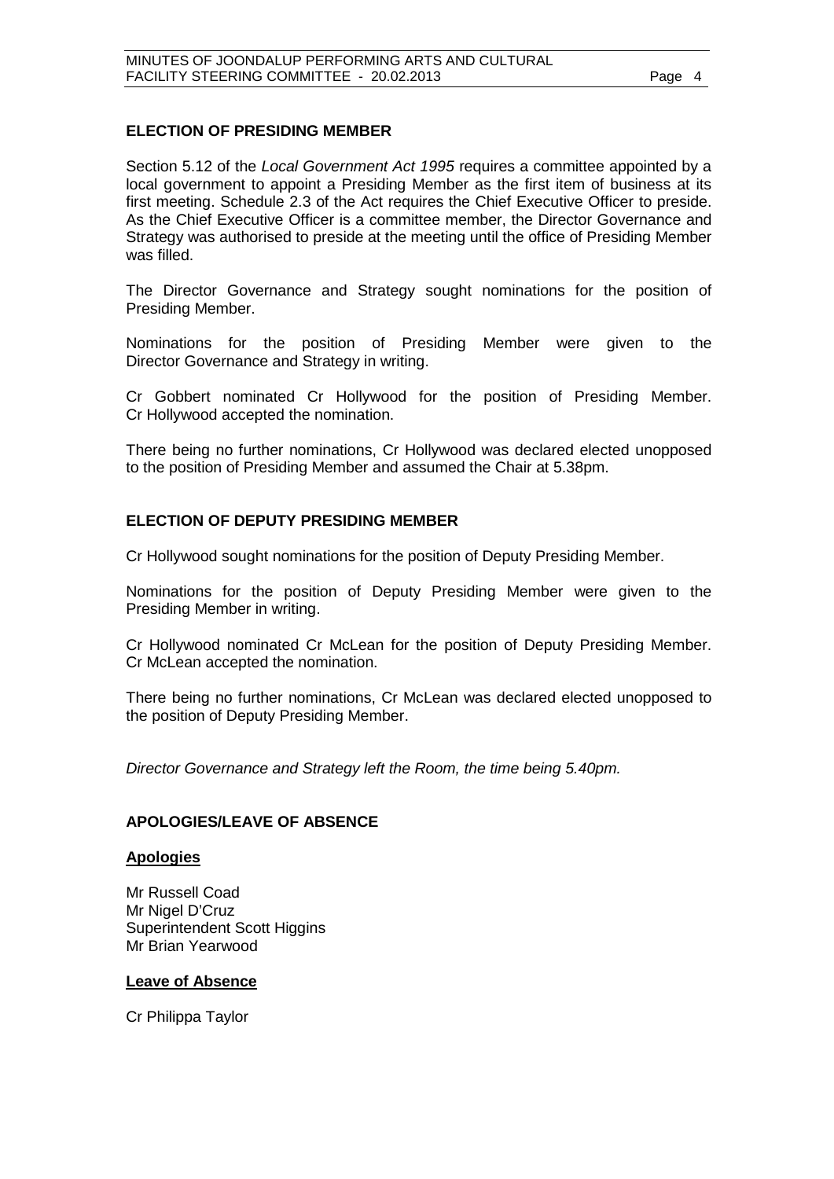## ELECTION OF PRESIDING MEMBER

Section 5.12 of the *Local Government Act 1995* requires a committee appointed by a local government to appoint a Presiding Member as the first item of business at its first meeting. Schedule 2.3 of the Act requires the Chief Executive Officer to preside. As the Chief Executive Officer is a committee member, the Director Governance and Strategy was authorised to preside at the meeting until the office of Presiding Member was filled.

The Director Governance and Strategy sought nominations for the position of Presiding Member.

Nominations for the position of Presiding Member were given to the Director Governance and Strategy in writing.

Cr Gobbert nominated Cr Hollywood for the position of Presiding Member. Cr Hollywood accepted the nomination.

There being no further nominations, Cr Hollywood was declared elected unopposed to the position of Presiding Member and assumed the Chair at 5.38pm.

## ELECTION OF DEPUTY PRESIDING MEMBER

Cr Hollywood sought nominations for the position of Deputy Presiding Member.

Nominations for the position of Deputy Presiding Member were given to the Presiding Member in writing.

Cr Hollywood nominated Cr McLean for the position of Deputy Presiding Member. Cr McLean accepted the nomination.

There being no further nominations, Cr McLean was declared elected unopposed to the position of Deputy Presiding Member.

*Director Governance and Strategy left the Room, the time being 5.40pm.*

## APOLOGIES/LEAVE OF ABSENCE

### Apologies

Mr Russell Coad
Mr Nigel D'Cruz
Superintendent Scott Higgins
Mr Brian Yearwood

### Leave of Absence

Cr Philippa Taylor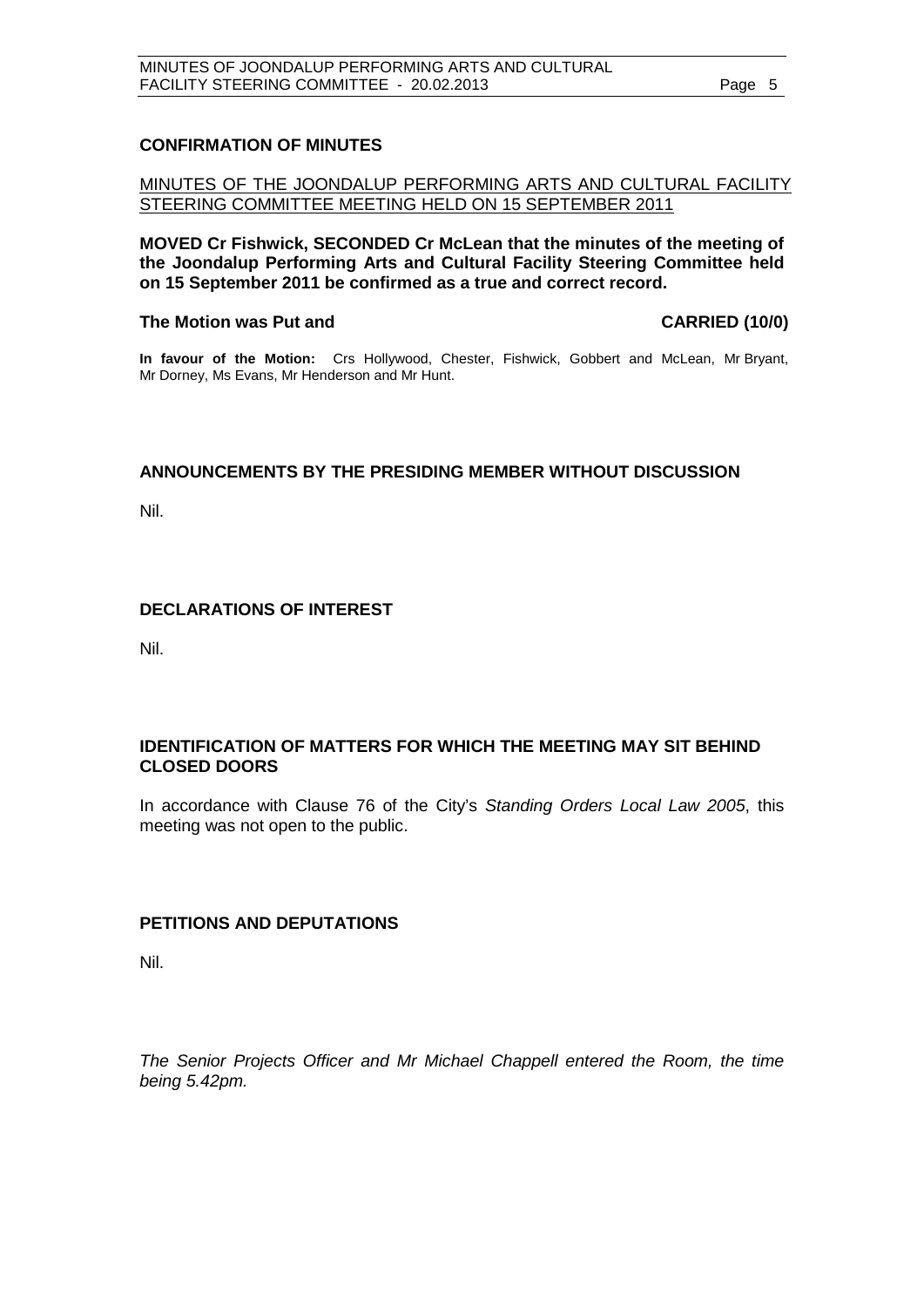## CONFIRMATION OF MINUTES

MINUTES OF THE JOONDALUP PERFORMING ARTS AND CULTURAL FACILITY STEERING COMMITTEE MEETING HELD ON 15 SEPTEMBER 2011

**MOVED Cr Fishwick, SECONDED Cr McLean that the minutes of the meeting of the Joondalup Performing Arts and Cultural Facility Steering Committee held on 15 September 2011 be confirmed as a true and correct record.**

**The Motion was Put and CARRIED (10/0)**

**In favour of the Motion:** Crs Hollywood, Chester, Fishwick, Gobbert and McLean, Mr Bryant, Mr Dorney, Ms Evans, Mr Henderson and Mr Hunt.

## ANNOUNCEMENTS BY THE PRESIDING MEMBER WITHOUT DISCUSSION

Nil.

## DECLARATIONS OF INTEREST

Nil.

## IDENTIFICATION OF MATTERS FOR WHICH THE MEETING MAY SIT BEHIND CLOSED DOORS

In accordance with Clause 76 of the City's *Standing Orders Local Law 2005*, this meeting was not open to the public.

## PETITIONS AND DEPUTATIONS

Nil.

*The Senior Projects Officer and Mr Michael Chappell entered the Room, the time being 5.42pm.*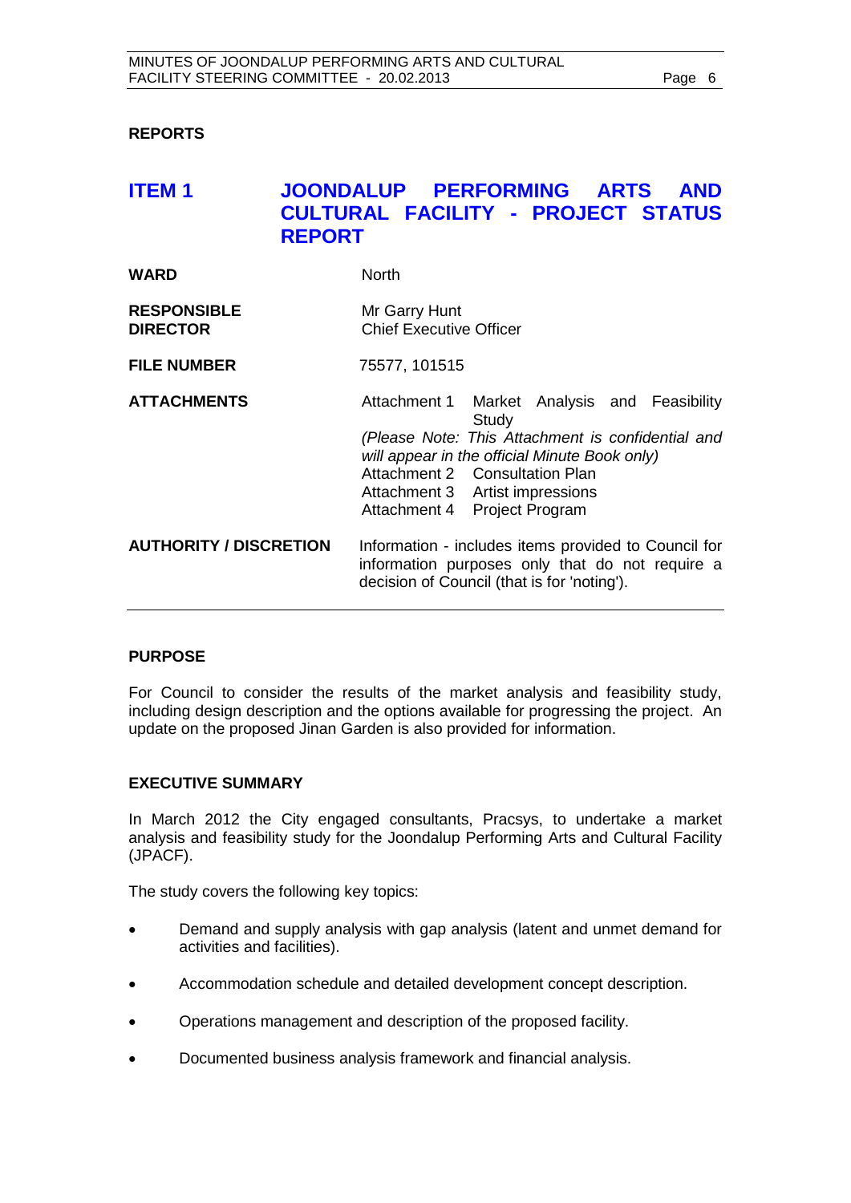## REPORTS

## ITEM 1 JOONDALUP PERFORMING ARTS AND CULTURAL FACILITY - PROJECT STATUS REPORT

| | |
|---|---|
| **WARD** | North |
| **RESPONSIBLE DIRECTOR** | Mr Garry Hunt<br>Chief Executive Officer |
| **FILE NUMBER** | 75577, 101515 |
| **ATTACHMENTS** | Attachment 1 Market Analysis and Feasibility Study<br>*(Please Note: This Attachment is confidential and will appear in the official Minute Book only)*<br>Attachment 2 Consultation Plan<br>Attachment 3 Artist impressions<br>Attachment 4 Project Program |
| **AUTHORITY / DISCRETION** | Information - includes items provided to Council for information purposes only that do not require a decision of Council (that is for 'noting'). |

### PURPOSE

For Council to consider the results of the market analysis and feasibility study, including design description and the options available for progressing the project. An update on the proposed Jinan Garden is also provided for information.

### EXECUTIVE SUMMARY

In March 2012 the City engaged consultants, Pracsys, to undertake a market analysis and feasibility study for the Joondalup Performing Arts and Cultural Facility (JPACF).

The study covers the following key topics:

- Demand and supply analysis with gap analysis (latent and unmet demand for activities and facilities).
- Accommodation schedule and detailed development concept description.
- Operations management and description of the proposed facility.
- Documented business analysis framework and financial analysis.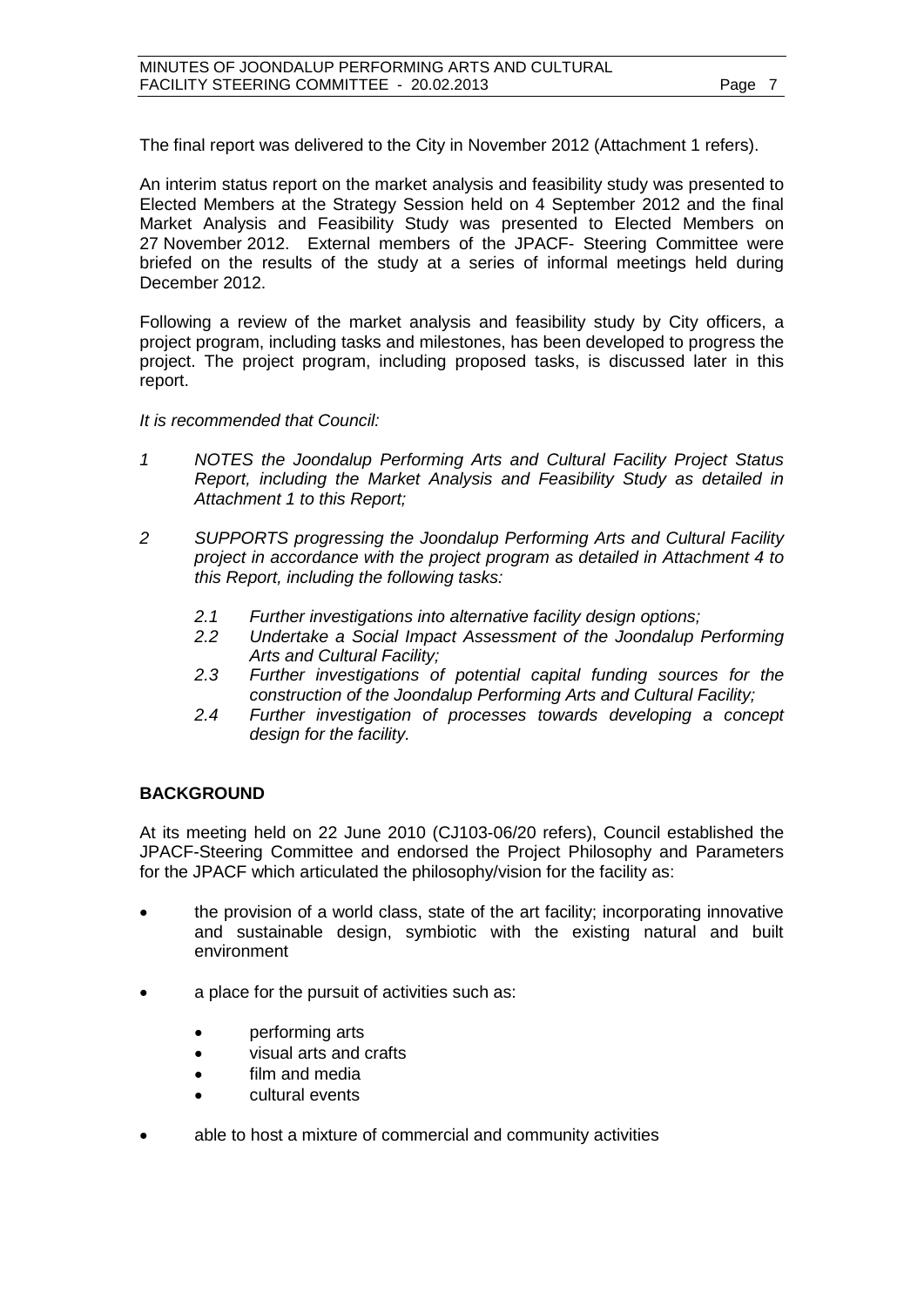The final report was delivered to the City in November 2012 (Attachment 1 refers).

An interim status report on the market analysis and feasibility study was presented to Elected Members at the Strategy Session held on 4 September 2012 and the final Market Analysis and Feasibility Study was presented to Elected Members on 27 November 2012. External members of the JPACF- Steering Committee were briefed on the results of the study at a series of informal meetings held during December 2012.

Following a review of the market analysis and feasibility study by City officers, a project program, including tasks and milestones, has been developed to progress the project. The project program, including proposed tasks, is discussed later in this report.

*It is recommended that Council:*

*1 NOTES the Joondalup Performing Arts and Cultural Facility Project Status Report, including the Market Analysis and Feasibility Study as detailed in Attachment 1 to this Report;*

*2 SUPPORTS progressing the Joondalup Performing Arts and Cultural Facility project in accordance with the project program as detailed in Attachment 4 to this Report, including the following tasks:*

*2.1 Further investigations into alternative facility design options;*

*2.2 Undertake a Social Impact Assessment of the Joondalup Performing Arts and Cultural Facility;*

*2.3 Further investigations of potential capital funding sources for the construction of the Joondalup Performing Arts and Cultural Facility;*

*2.4 Further investigation of processes towards developing a concept design for the facility.*

## BACKGROUND

At its meeting held on 22 June 2010 (CJ103-06/20 refers), Council established the JPACF-Steering Committee and endorsed the Project Philosophy and Parameters for the JPACF which articulated the philosophy/vision for the facility as:

- the provision of a world class, state of the art facility; incorporating innovative and sustainable design, symbiotic with the existing natural and built environment
- a place for the pursuit of activities such as:
  - performing arts
  - visual arts and crafts
  - film and media
  - cultural events
- able to host a mixture of commercial and community activities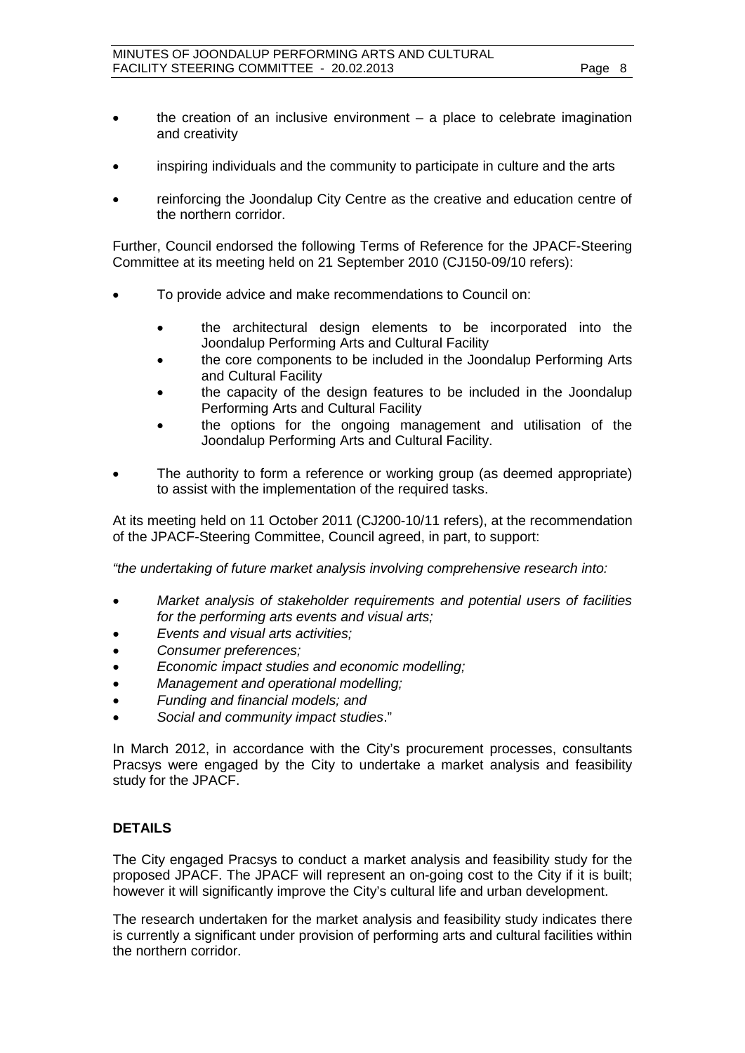- the creation of an inclusive environment – a place to celebrate imagination and creativity
- inspiring individuals and the community to participate in culture and the arts
- reinforcing the Joondalup City Centre as the creative and education centre of the northern corridor.

Further, Council endorsed the following Terms of Reference for the JPACF-Steering Committee at its meeting held on 21 September 2010 (CJ150-09/10 refers):

- To provide advice and make recommendations to Council on:
    - the architectural design elements to be incorporated into the Joondalup Performing Arts and Cultural Facility
    - the core components to be included in the Joondalup Performing Arts and Cultural Facility
    - the capacity of the design features to be included in the Joondalup Performing Arts and Cultural Facility
    - the options for the ongoing management and utilisation of the Joondalup Performing Arts and Cultural Facility.
- The authority to form a reference or working group (as deemed appropriate) to assist with the implementation of the required tasks.

At its meeting held on 11 October 2011 (CJ200-10/11 refers), at the recommendation of the JPACF-Steering Committee, Council agreed, in part, to support:

*"the undertaking of future market analysis involving comprehensive research into:*

- *Market analysis of stakeholder requirements and potential users of facilities for the performing arts events and visual arts;*
- *Events and visual arts activities;*
- *Consumer preferences;*
- *Economic impact studies and economic modelling;*
- *Management and operational modelling;*
- *Funding and financial models; and*
- *Social and community impact studies*."

In March 2012, in accordance with the City's procurement processes, consultants Pracsys were engaged by the City to undertake a market analysis and feasibility study for the JPACF.

**DETAILS**

The City engaged Pracsys to conduct a market analysis and feasibility study for the proposed JPACF. The JPACF will represent an on-going cost to the City if it is built; however it will significantly improve the City's cultural life and urban development.

The research undertaken for the market analysis and feasibility study indicates there is currently a significant under provision of performing arts and cultural facilities within the northern corridor.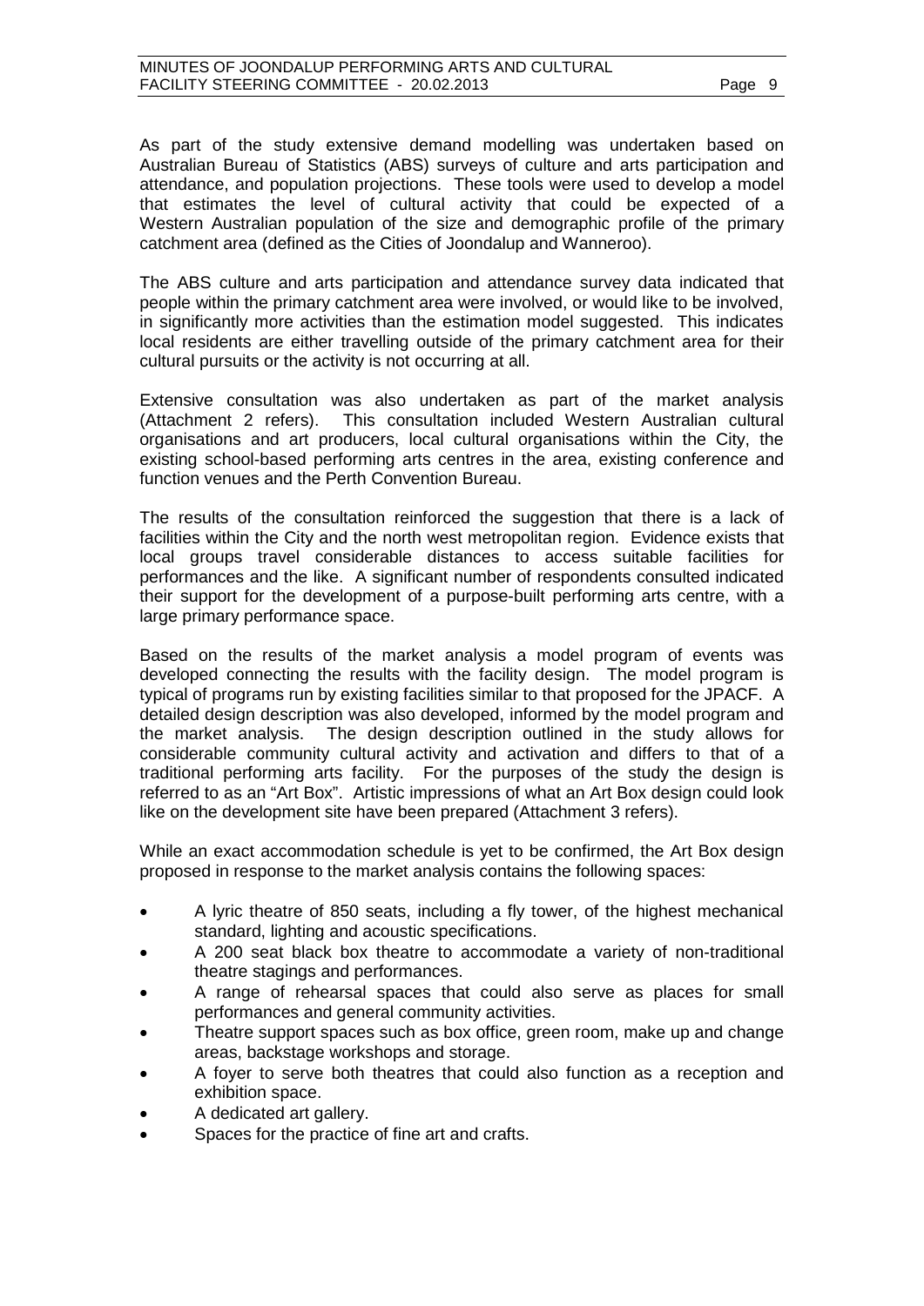As part of the study extensive demand modelling was undertaken based on Australian Bureau of Statistics (ABS) surveys of culture and arts participation and attendance, and population projections. These tools were used to develop a model that estimates the level of cultural activity that could be expected of a Western Australian population of the size and demographic profile of the primary catchment area (defined as the Cities of Joondalup and Wanneroo).

The ABS culture and arts participation and attendance survey data indicated that people within the primary catchment area were involved, or would like to be involved, in significantly more activities than the estimation model suggested. This indicates local residents are either travelling outside of the primary catchment area for their cultural pursuits or the activity is not occurring at all.

Extensive consultation was also undertaken as part of the market analysis (Attachment 2 refers). This consultation included Western Australian cultural organisations and art producers, local cultural organisations within the City, the existing school-based performing arts centres in the area, existing conference and function venues and the Perth Convention Bureau.

The results of the consultation reinforced the suggestion that there is a lack of facilities within the City and the north west metropolitan region. Evidence exists that local groups travel considerable distances to access suitable facilities for performances and the like. A significant number of respondents consulted indicated their support for the development of a purpose-built performing arts centre, with a large primary performance space.

Based on the results of the market analysis a model program of events was developed connecting the results with the facility design. The model program is typical of programs run by existing facilities similar to that proposed for the JPACF. A detailed design description was also developed, informed by the model program and the market analysis. The design description outlined in the study allows for considerable community cultural activity and activation and differs to that of a traditional performing arts facility. For the purposes of the study the design is referred to as an "Art Box". Artistic impressions of what an Art Box design could look like on the development site have been prepared (Attachment 3 refers).

While an exact accommodation schedule is yet to be confirmed, the Art Box design proposed in response to the market analysis contains the following spaces:

- A lyric theatre of 850 seats, including a fly tower, of the highest mechanical standard, lighting and acoustic specifications.
- A 200 seat black box theatre to accommodate a variety of non-traditional theatre stagings and performances.
- A range of rehearsal spaces that could also serve as places for small performances and general community activities.
- Theatre support spaces such as box office, green room, make up and change areas, backstage workshops and storage.
- A foyer to serve both theatres that could also function as a reception and exhibition space.
- A dedicated art gallery.
- Spaces for the practice of fine art and crafts.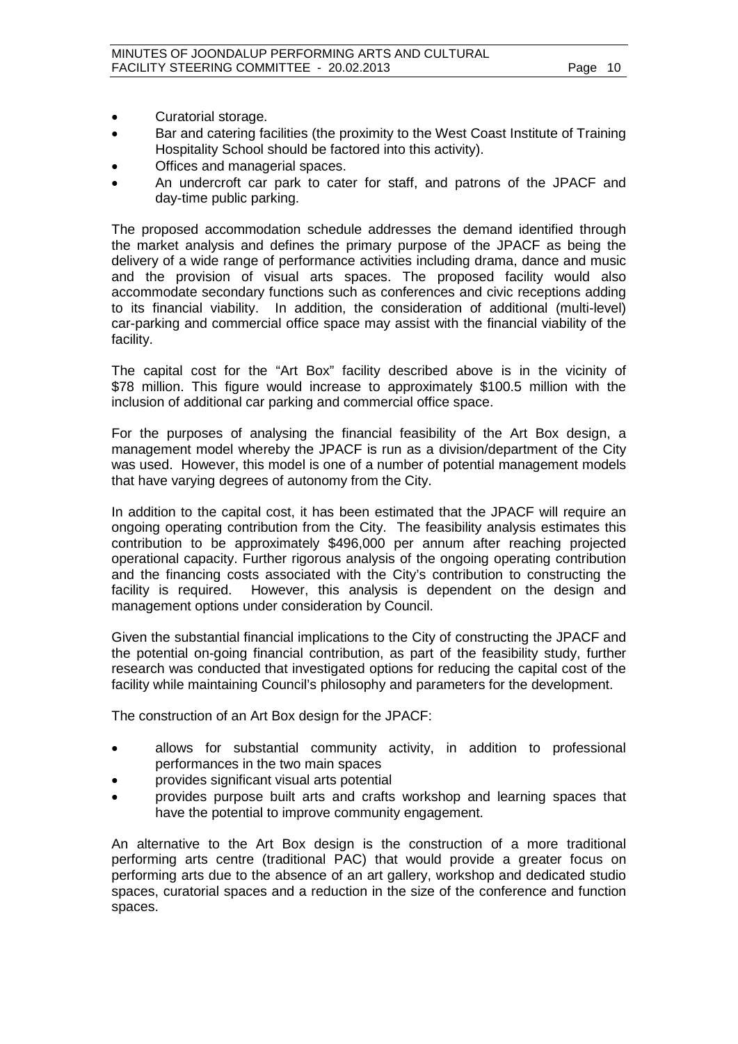- Curatorial storage.
- Bar and catering facilities (the proximity to the West Coast Institute of Training Hospitality School should be factored into this activity).
- Offices and managerial spaces.
- An undercroft car park to cater for staff, and patrons of the JPACF and day-time public parking.

The proposed accommodation schedule addresses the demand identified through the market analysis and defines the primary purpose of the JPACF as being the delivery of a wide range of performance activities including drama, dance and music and the provision of visual arts spaces. The proposed facility would also accommodate secondary functions such as conferences and civic receptions adding to its financial viability. In addition, the consideration of additional (multi-level) car-parking and commercial office space may assist with the financial viability of the facility.

The capital cost for the "Art Box" facility described above is in the vicinity of $78 million. This figure would increase to approximately $100.5 million with the inclusion of additional car parking and commercial office space.

For the purposes of analysing the financial feasibility of the Art Box design, a management model whereby the JPACF is run as a division/department of the City was used. However, this model is one of a number of potential management models that have varying degrees of autonomy from the City.

In addition to the capital cost, it has been estimated that the JPACF will require an ongoing operating contribution from the City. The feasibility analysis estimates this contribution to be approximately $496,000 per annum after reaching projected operational capacity. Further rigorous analysis of the ongoing operating contribution and the financing costs associated with the City's contribution to constructing the facility is required. However, this analysis is dependent on the design and management options under consideration by Council.

Given the substantial financial implications to the City of constructing the JPACF and the potential on-going financial contribution, as part of the feasibility study, further research was conducted that investigated options for reducing the capital cost of the facility while maintaining Council's philosophy and parameters for the development.

The construction of an Art Box design for the JPACF:

- allows for substantial community activity, in addition to professional performances in the two main spaces
- provides significant visual arts potential
- provides purpose built arts and crafts workshop and learning spaces that have the potential to improve community engagement.

An alternative to the Art Box design is the construction of a more traditional performing arts centre (traditional PAC) that would provide a greater focus on performing arts due to the absence of an art gallery, workshop and dedicated studio spaces, curatorial spaces and a reduction in the size of the conference and function spaces.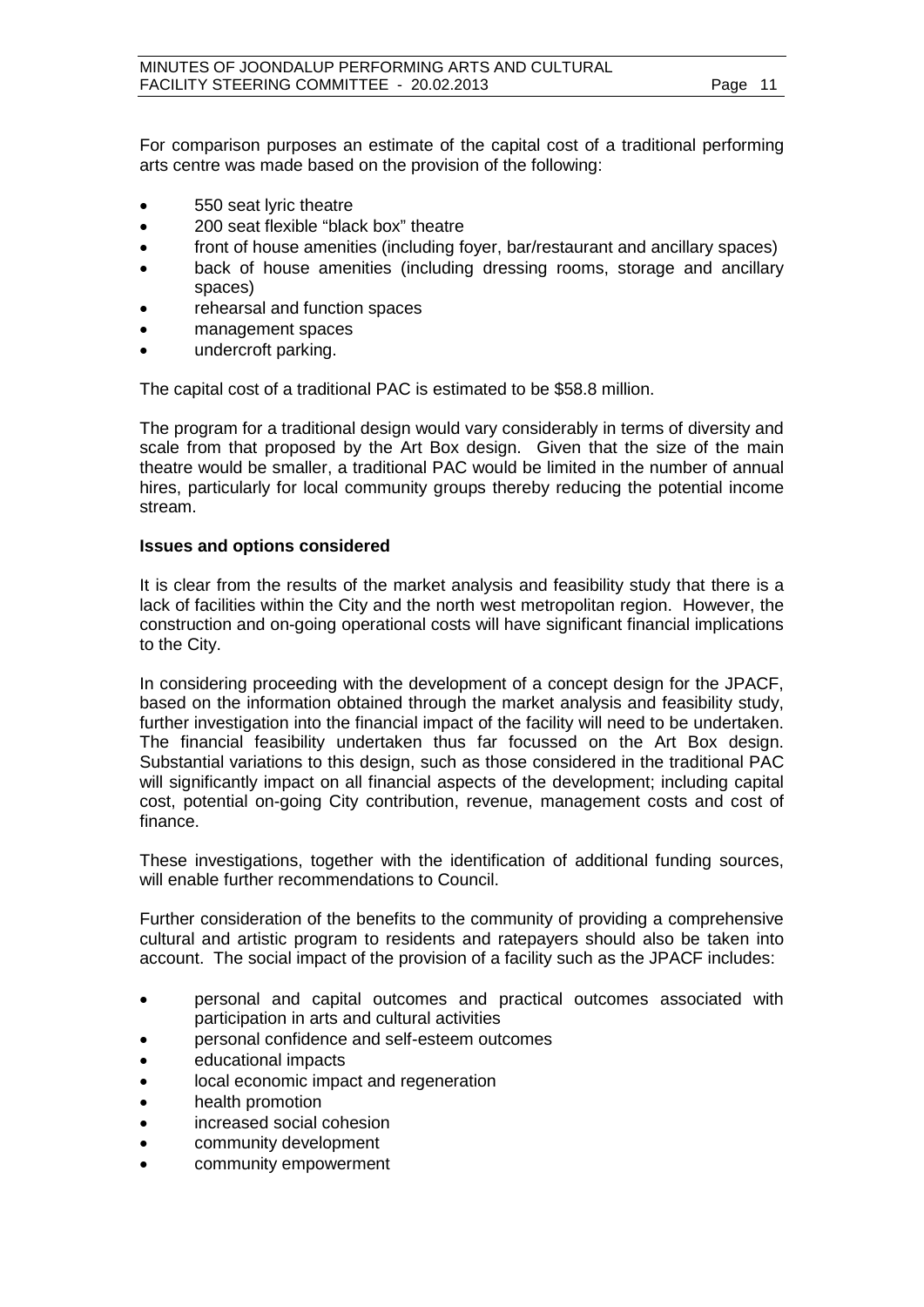For comparison purposes an estimate of the capital cost of a traditional performing arts centre was made based on the provision of the following:

- 550 seat lyric theatre
- 200 seat flexible "black box" theatre
- front of house amenities (including foyer, bar/restaurant and ancillary spaces)
- back of house amenities (including dressing rooms, storage and ancillary spaces)
- rehearsal and function spaces
- management spaces
- undercroft parking.

The capital cost of a traditional PAC is estimated to be $58.8 million.

The program for a traditional design would vary considerably in terms of diversity and scale from that proposed by the Art Box design. Given that the size of the main theatre would be smaller, a traditional PAC would be limited in the number of annual hires, particularly for local community groups thereby reducing the potential income stream.

**Issues and options considered**

It is clear from the results of the market analysis and feasibility study that there is a lack of facilities within the City and the north west metropolitan region. However, the construction and on-going operational costs will have significant financial implications to the City.

In considering proceeding with the development of a concept design for the JPACF, based on the information obtained through the market analysis and feasibility study, further investigation into the financial impact of the facility will need to be undertaken. The financial feasibility undertaken thus far focussed on the Art Box design. Substantial variations to this design, such as those considered in the traditional PAC will significantly impact on all financial aspects of the development; including capital cost, potential on-going City contribution, revenue, management costs and cost of finance.

These investigations, together with the identification of additional funding sources, will enable further recommendations to Council.

Further consideration of the benefits to the community of providing a comprehensive cultural and artistic program to residents and ratepayers should also be taken into account. The social impact of the provision of a facility such as the JPACF includes:

- personal and capital outcomes and practical outcomes associated with participation in arts and cultural activities
- personal confidence and self-esteem outcomes
- educational impacts
- local economic impact and regeneration
- health promotion
- increased social cohesion
- community development
- community empowerment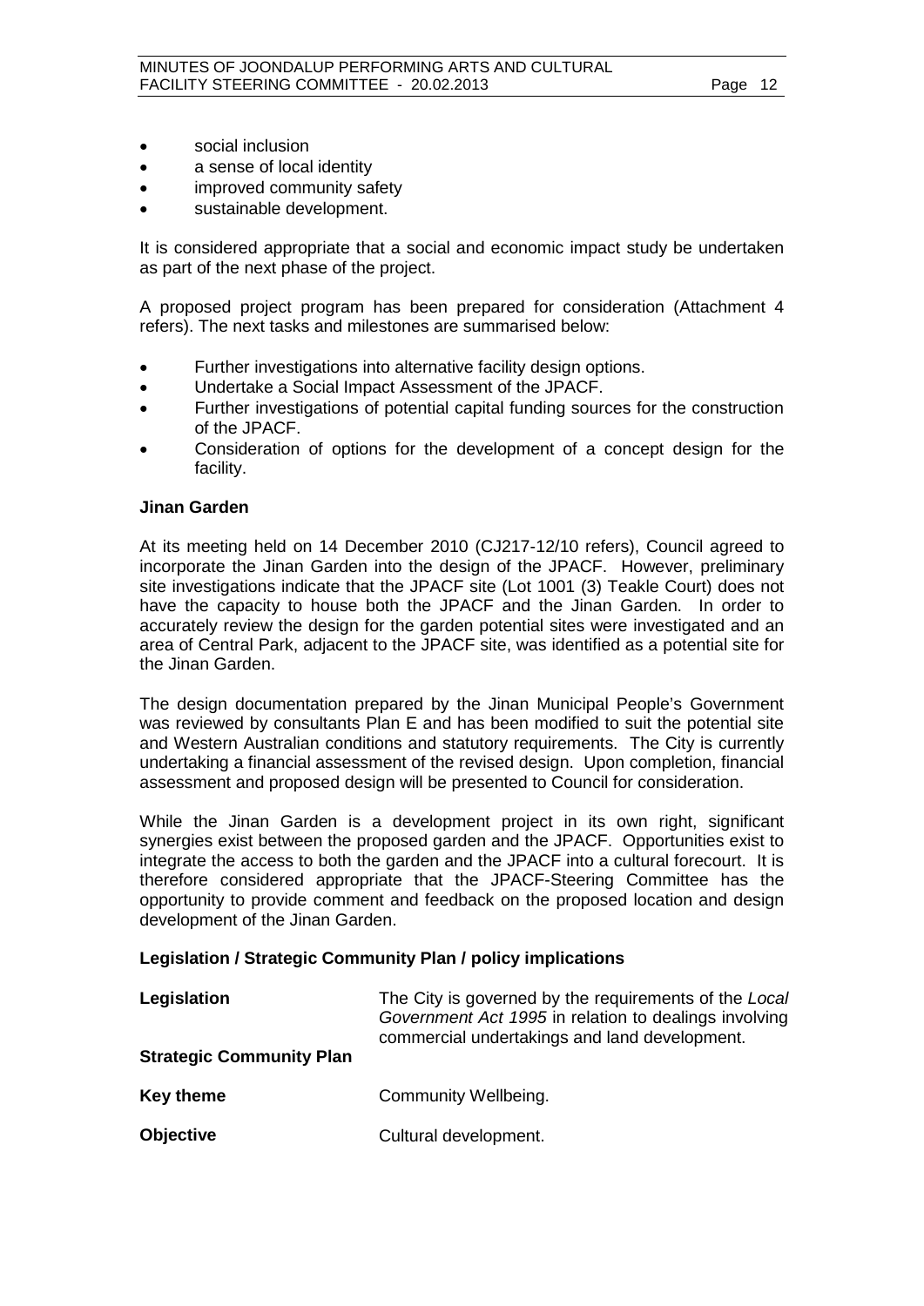- social inclusion
- a sense of local identity
- improved community safety
- sustainable development.

It is considered appropriate that a social and economic impact study be undertaken as part of the next phase of the project.

A proposed project program has been prepared for consideration (Attachment 4 refers). The next tasks and milestones are summarised below:

- Further investigations into alternative facility design options.
- Undertake a Social Impact Assessment of the JPACF.
- Further investigations of potential capital funding sources for the construction of the JPACF.
- Consideration of options for the development of a concept design for the facility.

**Jinan Garden**

At its meeting held on 14 December 2010 (CJ217-12/10 refers), Council agreed to incorporate the Jinan Garden into the design of the JPACF. However, preliminary site investigations indicate that the JPACF site (Lot 1001 (3) Teakle Court) does not have the capacity to house both the JPACF and the Jinan Garden. In order to accurately review the design for the garden potential sites were investigated and an area of Central Park, adjacent to the JPACF site, was identified as a potential site for the Jinan Garden.

The design documentation prepared by the Jinan Municipal People's Government was reviewed by consultants Plan E and has been modified to suit the potential site and Western Australian conditions and statutory requirements. The City is currently undertaking a financial assessment of the revised design. Upon completion, financial assessment and proposed design will be presented to Council for consideration.

While the Jinan Garden is a development project in its own right, significant synergies exist between the proposed garden and the JPACF. Opportunities exist to integrate the access to both the garden and the JPACF into a cultural forecourt. It is therefore considered appropriate that the JPACF-Steering Committee has the opportunity to provide comment and feedback on the proposed location and design development of the Jinan Garden.

**Legislation / Strategic Community Plan / policy implications**

| | |
|---|---|
| **Legislation** | The City is governed by the requirements of the *Local Government Act 1995* in relation to dealings involving commercial undertakings and land development. |
| **Strategic Community Plan** | |
| **Key theme** | Community Wellbeing. |
| **Objective** | Cultural development. |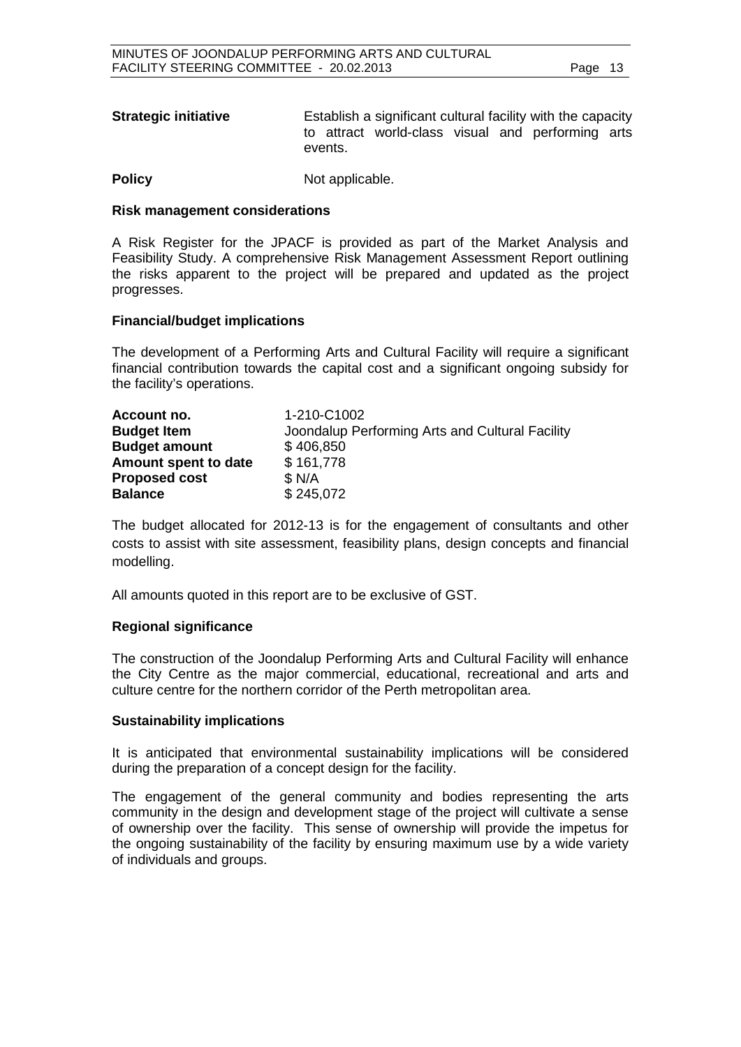**Strategic initiative** Establish a significant cultural facility with the capacity to attract world-class visual and performing arts events.

**Policy** Not applicable.

**Risk management considerations**

A Risk Register for the JPACF is provided as part of the Market Analysis and Feasibility Study. A comprehensive Risk Management Assessment Report outlining the risks apparent to the project will be prepared and updated as the project progresses.

**Financial/budget implications**

The development of a Performing Arts and Cultural Facility will require a significant financial contribution towards the capital cost and a significant ongoing subsidy for the facility's operations.

| | |
|---|---|
| **Account no.** | 1-210-C1002 |
| **Budget Item** | Joondalup Performing Arts and Cultural Facility |
| **Budget amount** | $ 406,850 |
| **Amount spent to date** | $ 161,778 |
| **Proposed cost** | $ N/A |
| **Balance** | $ 245,072 |

The budget allocated for 2012-13 is for the engagement of consultants and other costs to assist with site assessment, feasibility plans, design concepts and financial modelling.

All amounts quoted in this report are to be exclusive of GST.

**Regional significance**

The construction of the Joondalup Performing Arts and Cultural Facility will enhance the City Centre as the major commercial, educational, recreational and arts and culture centre for the northern corridor of the Perth metropolitan area.

**Sustainability implications**

It is anticipated that environmental sustainability implications will be considered during the preparation of a concept design for the facility.

The engagement of the general community and bodies representing the arts community in the design and development stage of the project will cultivate a sense of ownership over the facility. This sense of ownership will provide the impetus for the ongoing sustainability of the facility by ensuring maximum use by a wide variety of individuals and groups.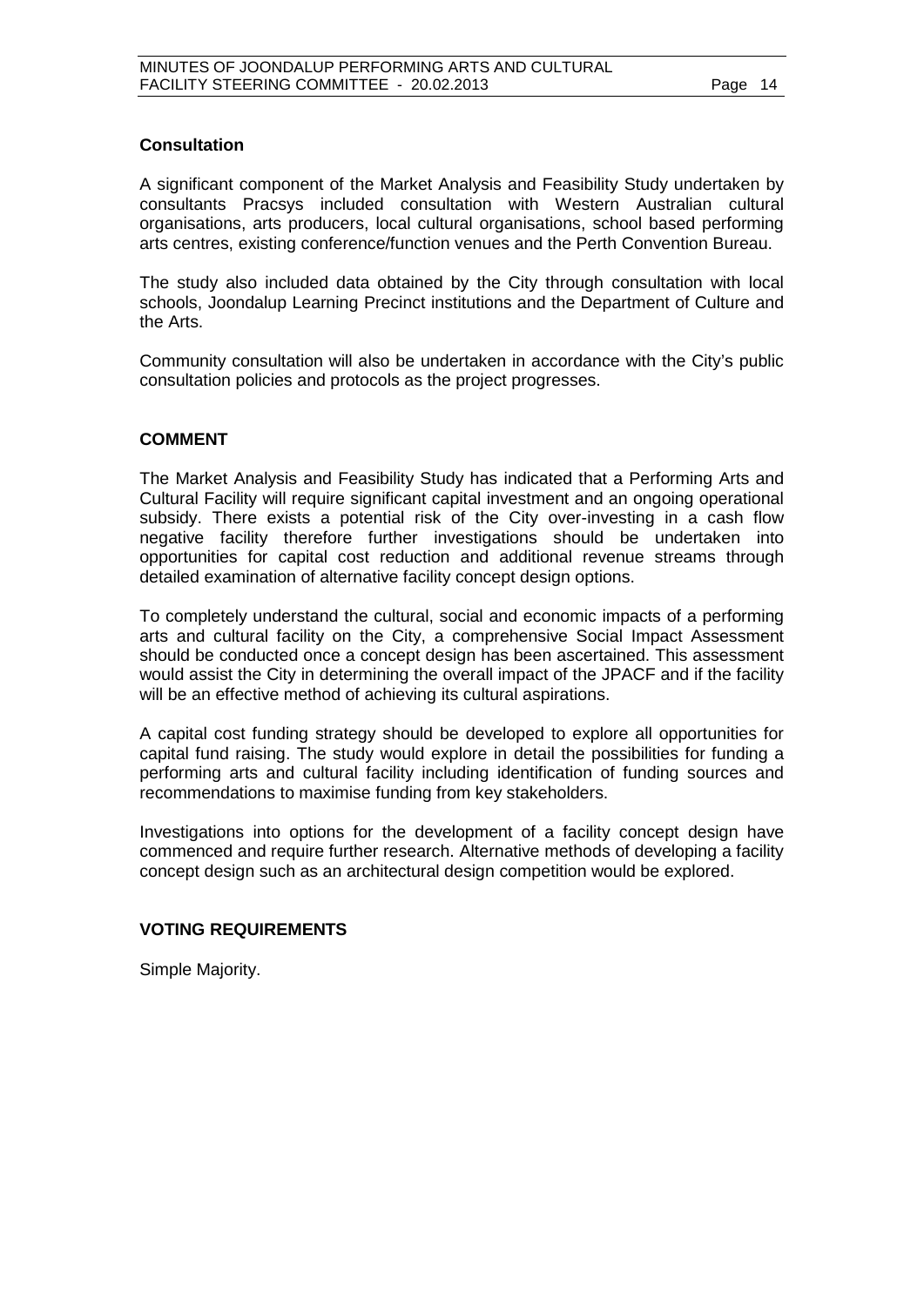### Consultation

A significant component of the Market Analysis and Feasibility Study undertaken by consultants Pracsys included consultation with Western Australian cultural organisations, arts producers, local cultural organisations, school based performing arts centres, existing conference/function venues and the Perth Convention Bureau.

The study also included data obtained by the City through consultation with local schools, Joondalup Learning Precinct institutions and the Department of Culture and the Arts.

Community consultation will also be undertaken in accordance with the City's public consultation policies and protocols as the project progresses.

## COMMENT

The Market Analysis and Feasibility Study has indicated that a Performing Arts and Cultural Facility will require significant capital investment and an ongoing operational subsidy. There exists a potential risk of the City over-investing in a cash flow negative facility therefore further investigations should be undertaken into opportunities for capital cost reduction and additional revenue streams through detailed examination of alternative facility concept design options.

To completely understand the cultural, social and economic impacts of a performing arts and cultural facility on the City, a comprehensive Social Impact Assessment should be conducted once a concept design has been ascertained. This assessment would assist the City in determining the overall impact of the JPACF and if the facility will be an effective method of achieving its cultural aspirations.

A capital cost funding strategy should be developed to explore all opportunities for capital fund raising. The study would explore in detail the possibilities for funding a performing arts and cultural facility including identification of funding sources and recommendations to maximise funding from key stakeholders.

Investigations into options for the development of a facility concept design have commenced and require further research. Alternative methods of developing a facility concept design such as an architectural design competition would be explored.

## VOTING REQUIREMENTS

Simple Majority.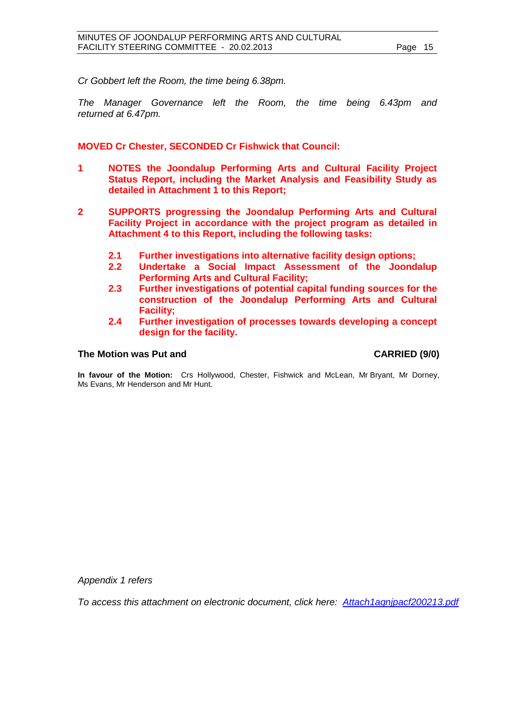*Cr Gobbert left the Room, the time being 6.38pm.*

*The Manager Governance left the Room, the time being 6.43pm and returned at 6.47pm.*

**MOVED Cr Chester, SECONDED Cr Fishwick that Council:**

**1 NOTES the Joondalup Performing Arts and Cultural Facility Project Status Report, including the Market Analysis and Feasibility Study as detailed in Attachment 1 to this Report;**

**2 SUPPORTS progressing the Joondalup Performing Arts and Cultural Facility Project in accordance with the project program as detailed in Attachment 4 to this Report, including the following tasks:**

**2.1 Further investigations into alternative facility design options;**
**2.2 Undertake a Social Impact Assessment of the Joondalup Performing Arts and Cultural Facility;**
**2.3 Further investigations of potential capital funding sources for the construction of the Joondalup Performing Arts and Cultural Facility;**
**2.4 Further investigation of processes towards developing a concept design for the facility.**

**The Motion was Put and CARRIED (9/0)**

**In favour of the Motion:** Crs Hollywood, Chester, Fishwick and McLean, Mr Bryant, Mr Dorney, Ms Evans, Mr Henderson and Mr Hunt.

*Appendix 1 refers*

*To access this attachment on electronic document, click here: Attach1agnjpacf200213.pdf*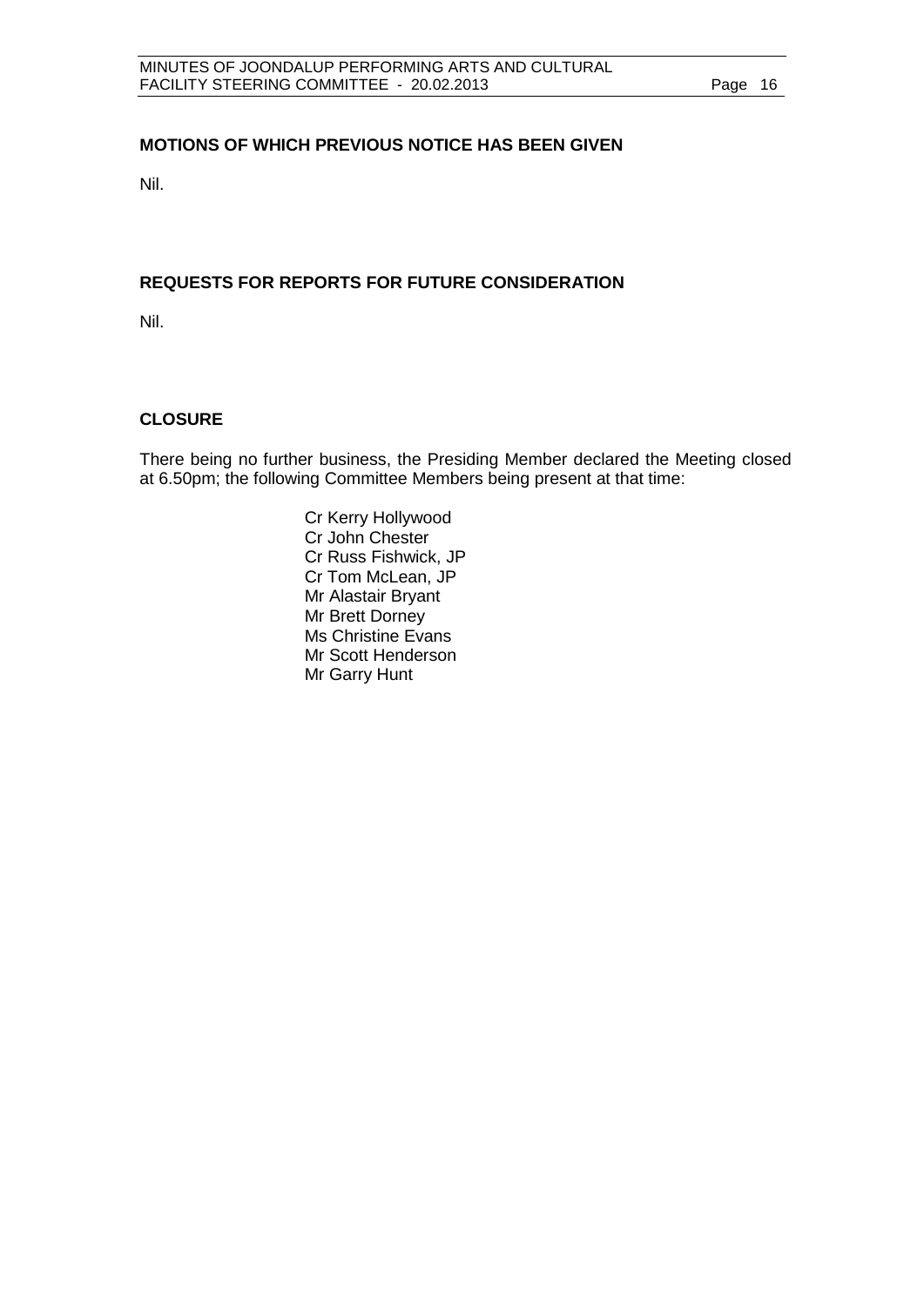**MOTIONS OF WHICH PREVIOUS NOTICE HAS BEEN GIVEN**

Nil.

**REQUESTS FOR REPORTS FOR FUTURE CONSIDERATION**

Nil.

**CLOSURE**

There being no further business, the Presiding Member declared the Meeting closed at 6.50pm; the following Committee Members being present at that time:

Cr Kerry Hollywood
Cr John Chester
Cr Russ Fishwick, JP
Cr Tom McLean, JP
Mr Alastair Bryant
Mr Brett Dorney
Ms Christine Evans
Mr Scott Henderson
Mr Garry Hunt